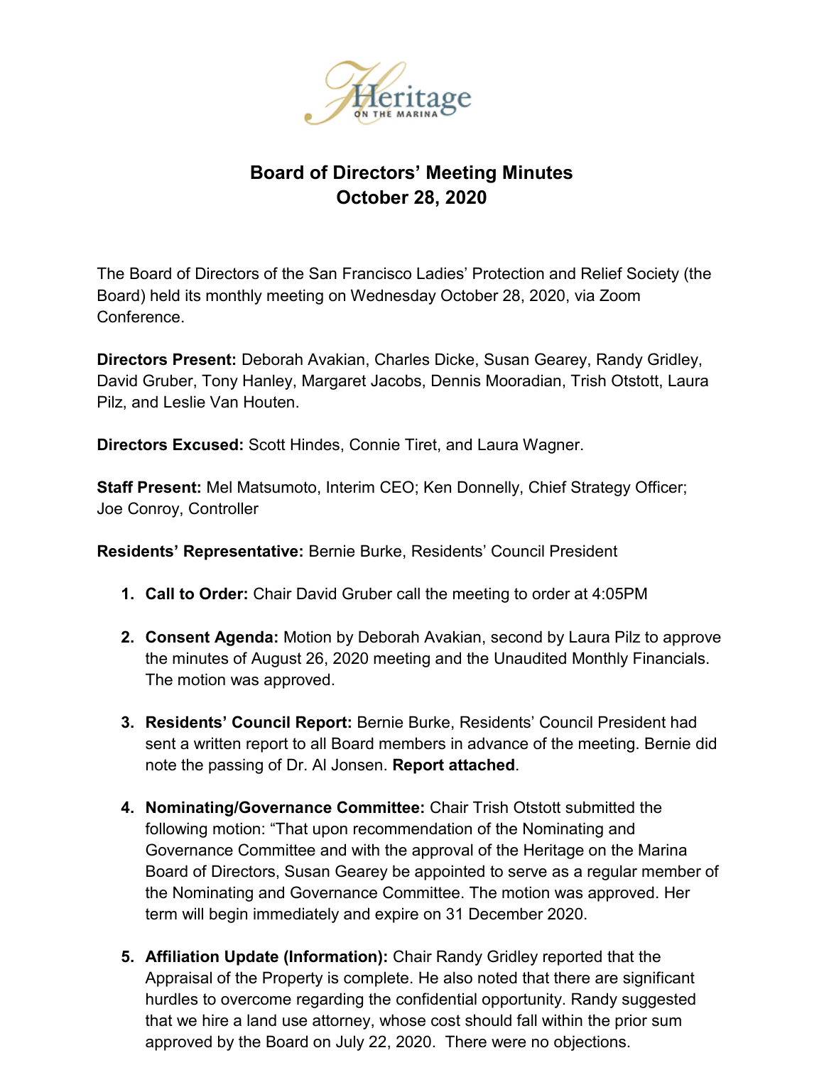# Board of Directors' Meeting Minutes
## October 28, 2020

The Board of Directors of the San Francisco Ladies' Protection and Relief Society (the Board) held its monthly meeting on Wednesday October 28, 2020, via Zoom Conference.

**Directors Present:** Deborah Avakian, Charles Dicke, Susan Gearey, Randy Gridley, David Gruber, Tony Hanley, Margaret Jacobs, Dennis Mooradian, Trish Otstott, Laura Pilz, and Leslie Van Houten.

**Directors Excused:** Scott Hindes, Connie Tiret, and Laura Wagner.

**Staff Present:** Mel Matsumoto, Interim CEO; Ken Donnelly, Chief Strategy Officer; Joe Conroy, Controller

**Residents' Representative:** Bernie Burke, Residents' Council President

1. **Call to Order:** Chair David Gruber call the meeting to order at 4:05PM

2. **Consent Agenda:** Motion by Deborah Avakian, second by Laura Pilz to approve the minutes of August 26, 2020 meeting and the Unaudited Monthly Financials. The motion was approved.

3. **Residents' Council Report:** Bernie Burke, Residents' Council President had sent a written report to all Board members in advance of the meeting. Bernie did note the passing of Dr. Al Jonsen. **Report attached**.

4. **Nominating/Governance Committee:** Chair Trish Otstott submitted the following motion: "That upon recommendation of the Nominating and Governance Committee and with the approval of the Heritage on the Marina Board of Directors, Susan Gearey be appointed to serve as a regular member of the Nominating and Governance Committee. The motion was approved. Her term will begin immediately and expire on 31 December 2020.

5. **Affiliation Update (Information):** Chair Randy Gridley reported that the Appraisal of the Property is complete. He also noted that there are significant hurdles to overcome regarding the confidential opportunity. Randy suggested that we hire a land use attorney, whose cost should fall within the prior sum approved by the Board on July 22, 2020. There were no objections.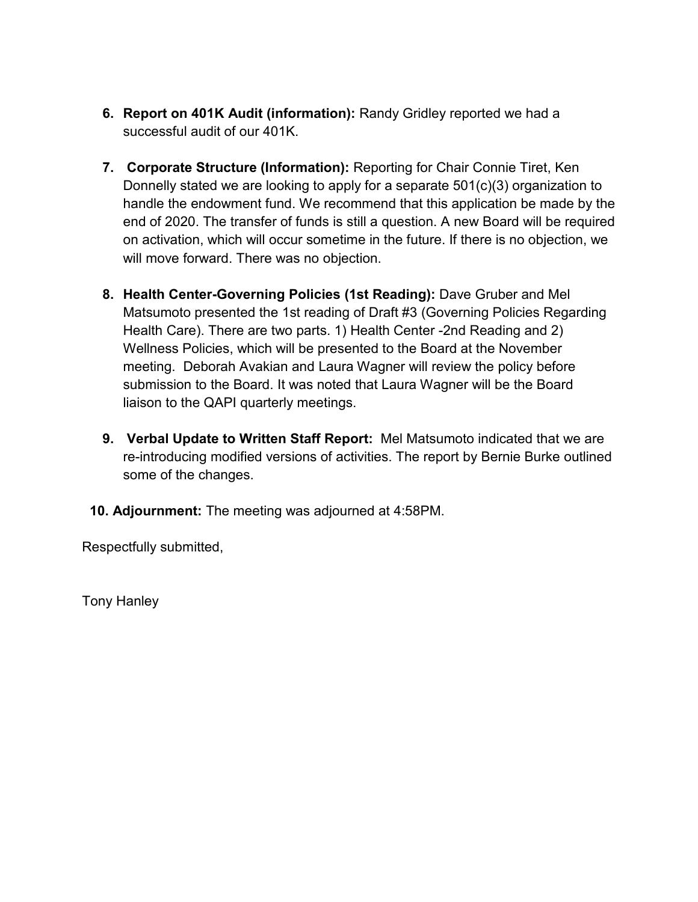6. **Report on 401K Audit (information):** Randy Gridley reported we had a successful audit of our 401K.

7. **Corporate Structure (Information):** Reporting for Chair Connie Tiret, Ken Donnelly stated we are looking to apply for a separate 501(c)(3) organization to handle the endowment fund. We recommend that this application be made by the end of 2020. The transfer of funds is still a question. A new Board will be required on activation, which will occur sometime in the future. If there is no objection, we will move forward. There was no objection.

8. **Health Center-Governing Policies (1st Reading):** Dave Gruber and Mel Matsumoto presented the 1st reading of Draft #3 (Governing Policies Regarding Health Care). There are two parts. 1) Health Center -2nd Reading and 2) Wellness Policies, which will be presented to the Board at the November meeting. Deborah Avakian and Laura Wagner will review the policy before submission to the Board. It was noted that Laura Wagner will be the Board liaison to the QAPI quarterly meetings.

9. **Verbal Update to Written Staff Report:** Mel Matsumoto indicated that we are re-introducing modified versions of activities. The report by Bernie Burke outlined some of the changes.

10. **Adjournment:** The meeting was adjourned at 4:58PM.

Respectfully submitted,

Tony Hanley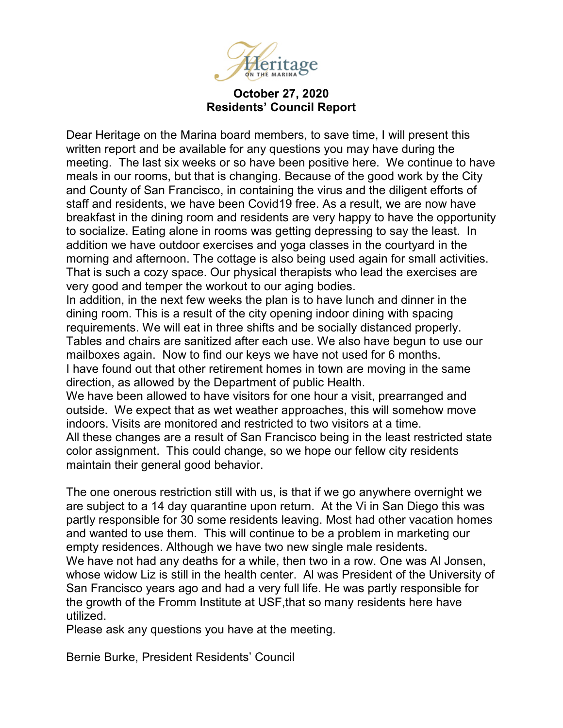**October 27, 2020**
**Residents' Council Report**

Dear Heritage on the Marina board members, to save time, I will present this written report and be available for any questions you may have during the meeting. The last six weeks or so have been positive here. We continue to have meals in our rooms, but that is changing. Because of the good work by the City and County of San Francisco, in containing the virus and the diligent efforts of staff and residents, we have been Covid19 free. As a result, we are now have breakfast in the dining room and residents are very happy to have the opportunity to socialize. Eating alone in rooms was getting depressing to say the least. In addition we have outdoor exercises and yoga classes in the courtyard in the morning and afternoon. The cottage is also being used again for small activities. That is such a cozy space. Our physical therapists who lead the exercises are very good and temper the workout to our aging bodies.
In addition, in the next few weeks the plan is to have lunch and dinner in the dining room. This is a result of the city opening indoor dining with spacing requirements. We will eat in three shifts and be socially distanced properly. Tables and chairs are sanitized after each use. We also have begun to use our mailboxes again. Now to find our keys we have not used for 6 months.
I have found out that other retirement homes in town are moving in the same direction, as allowed by the Department of public Health.
We have been allowed to have visitors for one hour a visit, prearranged and outside. We expect that as wet weather approaches, this will somehow move indoors. Visits are monitored and restricted to two visitors at a time.
All these changes are a result of San Francisco being in the least restricted state color assignment. This could change, so we hope our fellow city residents maintain their general good behavior.

The one onerous restriction still with us, is that if we go anywhere overnight we are subject to a 14 day quarantine upon return. At the Vi in San Diego this was partly responsible for 30 some residents leaving. Most had other vacation homes and wanted to use them. This will continue to be a problem in marketing our empty residences. Although we have two new single male residents.
We have not had any deaths for a while, then two in a row. One was Al Jonsen, whose widow Liz is still in the health center. Al was President of the University of San Francisco years ago and had a very full life. He was partly responsible for the growth of the Fromm Institute at USF,that so many residents here have utilized.
Please ask any questions you have at the meeting.

Bernie Burke, President Residents' Council